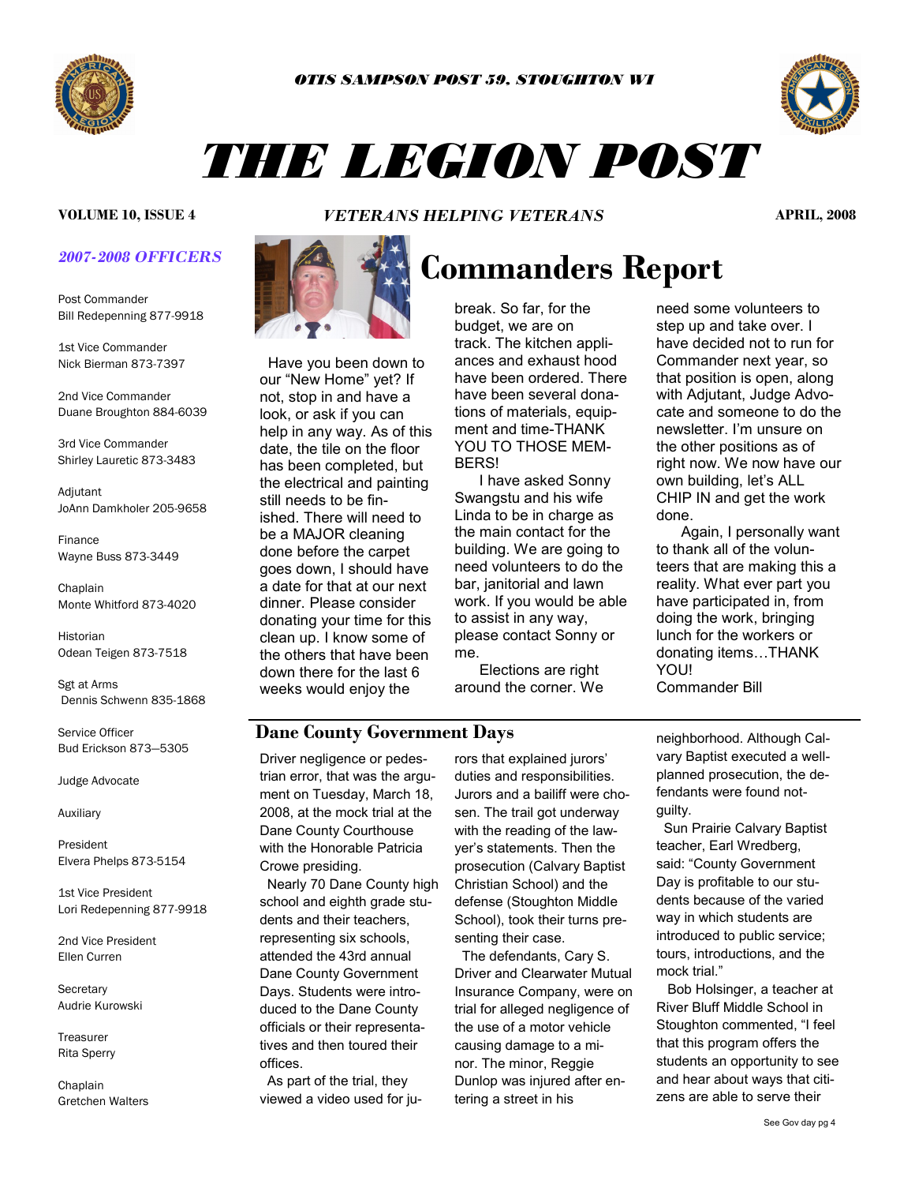OTIS SAMPSON POST 59, STOUGHTON WI

# THE LEGION POST

**VOLUME 10, ISSUE 4** — *VETERANS HELPING VETERANS* — **APRIL, 2008**

## Commanders Report

Have you been down to our "New Home" yet? If not, stop in and have a look, or ask if you can help in any way. As of this date, the tile on the floor has been completed, but the electrical and painting still needs to be finished. There will need to be a MAJOR cleaning done before the carpet goes down, I should have a date for that at our next dinner. Please consider donating your time for this clean up. I know some of the others that have been down there for the last 6 weeks would enjoy the break. So far, for the budget, we are on track. The kitchen appliances and exhaust hood have been ordered. There have been several donations of materials, equipment and time-THANK YOU TO THOSE MEMBERS!

I have asked Sonny Swangstu and his wife Linda to be in charge as the main contact for the building. We are going to need volunteers to do the bar, janitorial and lawn work. If you would be able to assist in any way, please contact Sonny or me.

Elections are right around the corner. We need some volunteers to step up and take over. I have decided not to run for Commander next year, so that position is open, along with Adjutant, Judge Advocate and someone to do the newsletter. I'm unsure on the other positions as of right now. We now have our own building, let's ALL CHIP IN and get the work done.

Again, I personally want to thank all of the volunteers that are making this a reality. What ever part you have participated in, from doing the work, bringing lunch for the workers or donating items…THANK YOU!

Commander Bill

## Dane County Government Days

Driver negligence or pedestrian error, that was the argument on Tuesday, March 18, 2008, at the mock trial at the Dane County Courthouse with the Honorable Patricia Crowe presiding.

Nearly 70 Dane County high school and eighth grade students and their teachers, representing six schools, attended the 43rd annual Dane County Government Days. Students were introduced to the Dane County officials or their representatives and then toured their offices.

As part of the trial, they viewed a video used for jurors that explained jurors' duties and responsibilities. Jurors and a bailiff were chosen. The trail got underway with the reading of the lawyer's statements. Then the prosecution (Calvary Baptist Christian School) and the defense (Stoughton Middle School), took their turns presenting their case.

The defendants, Cary S. Driver and Clearwater Mutual Insurance Company, were on trial for alleged negligence of the use of a motor vehicle causing damage to a minor. The minor, Reggie Dunlop was injured after entering a street in his neighborhood. Although Calvary Baptist executed a well-planned prosecution, the defendants were found not-guilty.

Sun Prairie Calvary Baptist teacher, Earl Wredberg, said: "County Government Day is profitable to our students because of the varied way in which students are introduced to public service; tours, introductions, and the mock trial."

Bob Holsinger, a teacher at River Bluff Middle School in Stoughton commented, "I feel that this program offers the students an opportunity to see and hear about ways that citizens are able to serve their

See Gov day pg 4

### *2007-2008 OFFICERS*

Post Commander
Bill Redepenning 877-9918

1st Vice Commander
Nick Bierman 873-7397

2nd Vice Commander
Duane Broughton 884-6039

3rd Vice Commander
Shirley Lauretic 873-3483

Adjutant
JoAnn Damkholer 205-9658

Finance
Wayne Buss 873-3449

Chaplain
Monte Whitford 873-4020

Historian
Odean Teigen 873-7518

Sgt at Arms
Dennis Schwenn 835-1868

Service Officer
Bud Erickson 873—5305

Judge Advocate

Auxiliary

President
Elvera Phelps 873-5154

1st Vice President
Lori Redepenning 877-9918

2nd Vice President
Ellen Curren

Secretary
Audrie Kurowski

Treasurer
Rita Sperry

Chaplain
Gretchen Walters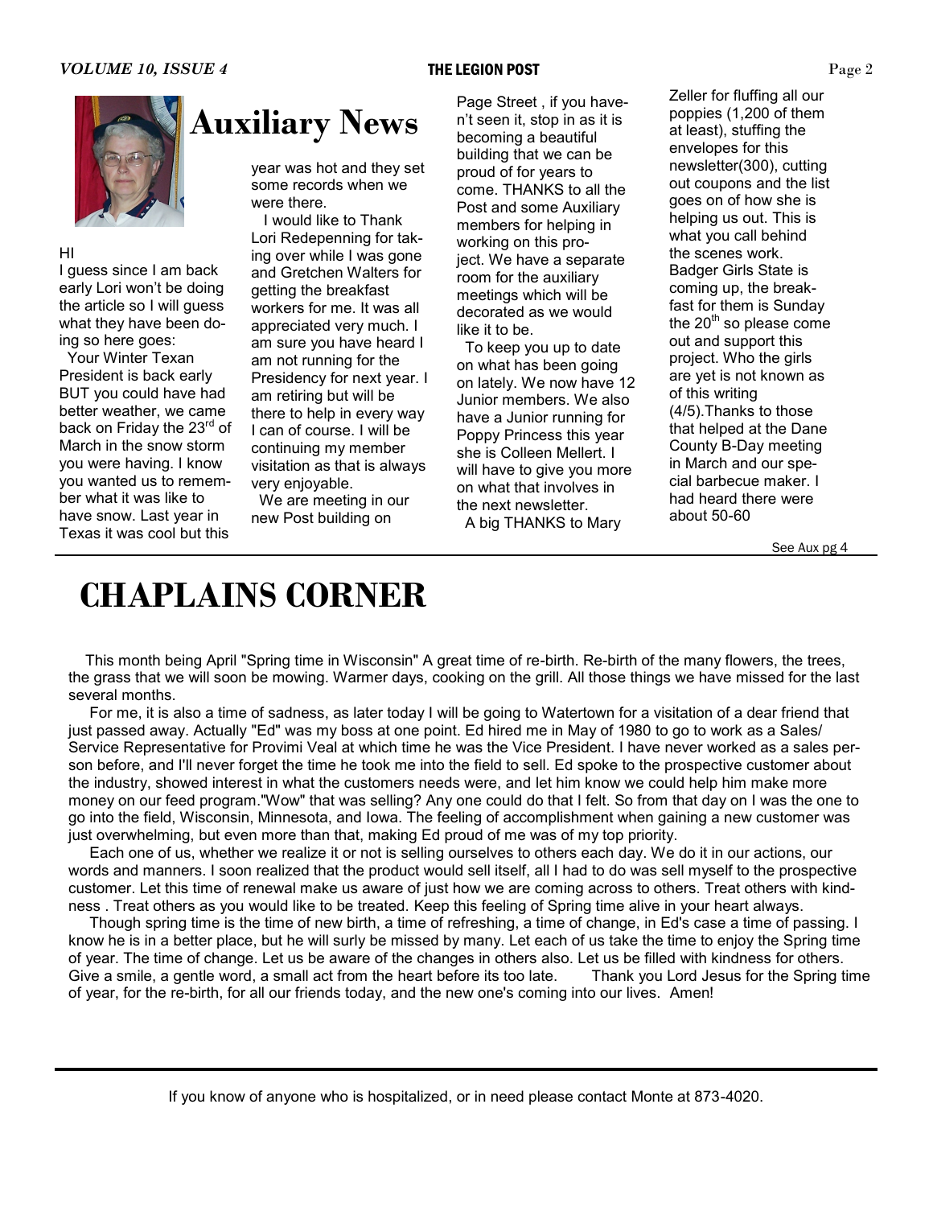## Auxiliary News

HI

I guess since I am back early Lori won't be doing the article so I will guess what they have been doing so here goes:

Your Winter Texan President is back early BUT you could have had better weather, we came back on Friday the 23rd of March in the snow storm you were having. I know you wanted us to remember what it was like to have snow. Last year in Texas it was cool but this year was hot and they set some records when we were there.

I would like to Thank Lori Redepenning for taking over while I was gone and Gretchen Walters for getting the breakfast workers for me. It was all appreciated very much. I am sure you have heard I am not running for the Presidency for next year. I am retiring but will be there to help in every way I can of course. I will be continuing my member visitation as that is always very enjoyable.

We are meeting in our new Post building on Page Street , if you haven't seen it, stop in as it is becoming a beautiful building that we can be proud of for years to come. THANKS to all the Post and some Auxiliary members for helping in working on this project. We have a separate room for the auxiliary meetings which will be decorated as we would like it to be.

To keep you up to date on what has been going on lately. We now have 12 Junior members. We also have a Junior running for Poppy Princess this year she is Colleen Mellert. I will have to give you more on what that involves in the next newsletter.

A big THANKS to Mary Zeller for fluffing all our poppies (1,200 of them at least), stuffing the envelopes for this newsletter(300), cutting out coupons and the list goes on of how she is helping us out. This is what you call behind the scenes work. Badger Girls State is coming up, the breakfast for them is Sunday the 20th so please come out and support this project. Who the girls are yet is not known as of this writing (4/5).Thanks to those that helped at the Dane County B-Day meeting in March and our special barbecue maker. I had heard there were about 50-60

See Aux pg 4

# CHAPLAINS CORNER

This month being April "Spring time in Wisconsin" A great time of re-birth. Re-birth of the many flowers, the trees, the grass that we will soon be mowing. Warmer days, cooking on the grill. All those things we have missed for the last several months.

For me, it is also a time of sadness, as later today I will be going to Watertown for a visitation of a dear friend that just passed away. Actually "Ed" was my boss at one point. Ed hired me in May of 1980 to go to work as a Sales/ Service Representative for Provimi Veal at which time he was the Vice President. I have never worked as a sales person before, and I'll never forget the time he took me into the field to sell. Ed spoke to the prospective customer about the industry, showed interest in what the customers needs were, and let him know we could help him make more money on our feed program."Wow" that was selling? Any one could do that I felt. So from that day on I was the one to go into the field, Wisconsin, Minnesota, and Iowa. The feeling of accomplishment when gaining a new customer was just overwhelming, but even more than that, making Ed proud of me was of my top priority.

Each one of us, whether we realize it or not is selling ourselves to others each day. We do it in our actions, our words and manners. I soon realized that the product would sell itself, all I had to do was sell myself to the prospective customer. Let this time of renewal make us aware of just how we are coming across to others. Treat others with kindness . Treat others as you would like to be treated. Keep this feeling of Spring time alive in your heart always.

Though spring time is the time of new birth, a time of refreshing, a time of change, in Ed's case a time of passing. I know he is in a better place, but he will surly be missed by many. Let each of us take the time to enjoy the Spring time of year. The time of change. Let us be aware of the changes in others also. Let us be filled with kindness for others. Give a smile, a gentle word, a small act from the heart before its too late. Thank you Lord Jesus for the Spring time of year, for the re-birth, for all our friends today, and the new one's coming into our lives. Amen!

If you know of anyone who is hospitalized, or in need please contact Monte at 873-4020.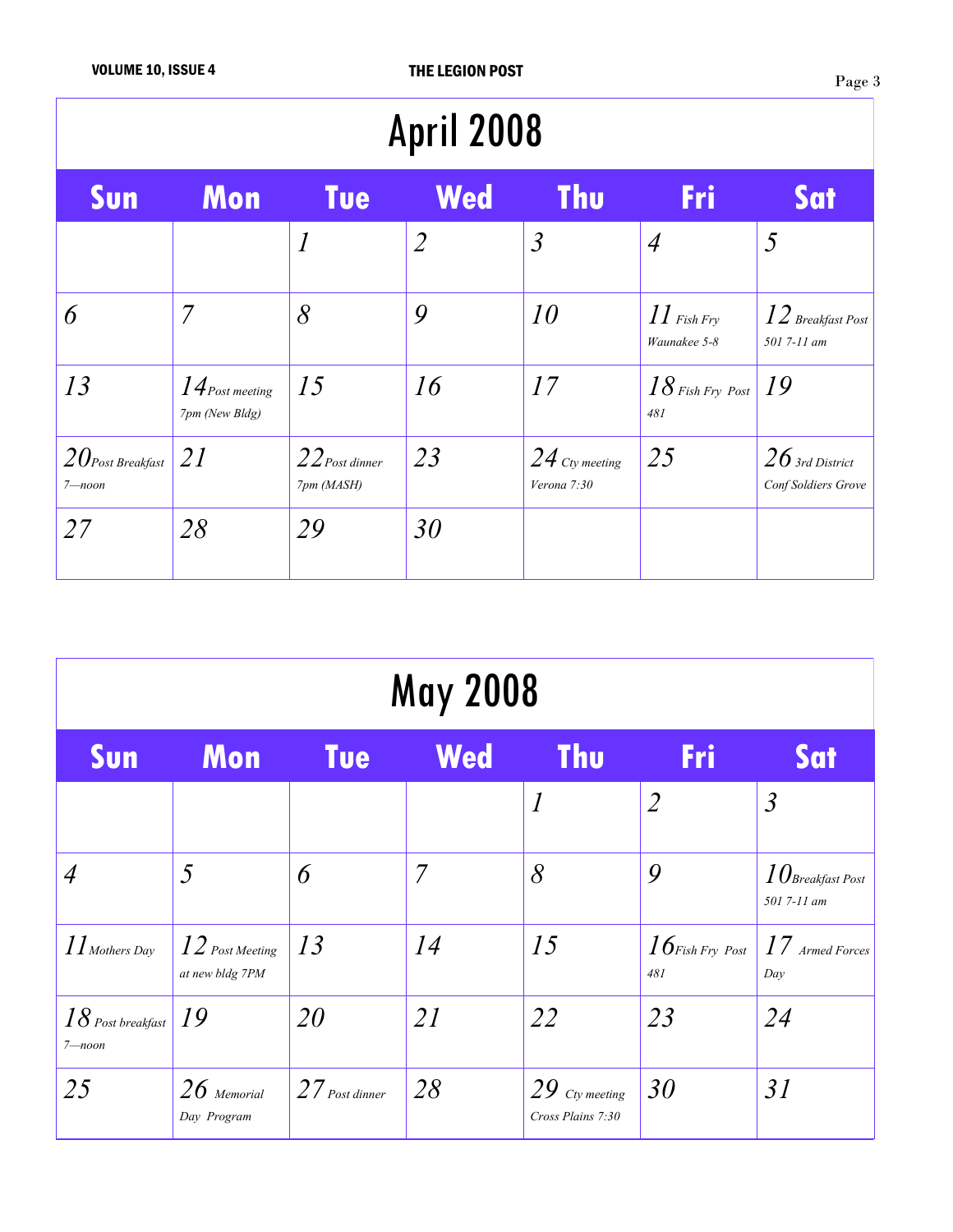# April 2008

| Sun | Mon | Tue | Wed | Thu | Fri | Sat |
|---|---|---|---|---|---|---|
| | | 1 | 2 | 3 | 4 | 5 |
| 6 | 7 | 8 | 9 | 10 | 11 Fish Fry Waunakee 5-8 | 12 Breakfast Post 501 7-11 am |
| 13 | 14 Post meeting 7pm (New Bldg) | 15 | 16 | 17 | 18 Fish Fry Post 481 | 19 |
| 20 Post Breakfast 7—noon | 21 | 22 Post dinner 7pm (MASH) | 23 | 24 Cty meeting Verona 7:30 | 25 | 26 3rd District Conf Soldiers Grove |
| 27 | 28 | 29 | 30 | | | |

# May 2008

| Sun | Mon | Tue | Wed | Thu | Fri | Sat |
|---|---|---|---|---|---|---|
| | | | | 1 | 2 | 3 |
| 4 | 5 | 6 | 7 | 8 | 9 | 10 Breakfast Post 501 7-11 am |
| 11 Mothers Day | 12 Post Meeting at new bldg 7PM | 13 | 14 | 15 | 16 Fish Fry Post 481 | 17 Armed Forces Day |
| 18 Post breakfast 7—noon | 19 | 20 | 21 | 22 | 23 | 24 |
| 25 | 26 Memorial Day Program | 27 Post dinner | 28 | 29 Cty meeting Cross Plains 7:30 | 30 | 31 |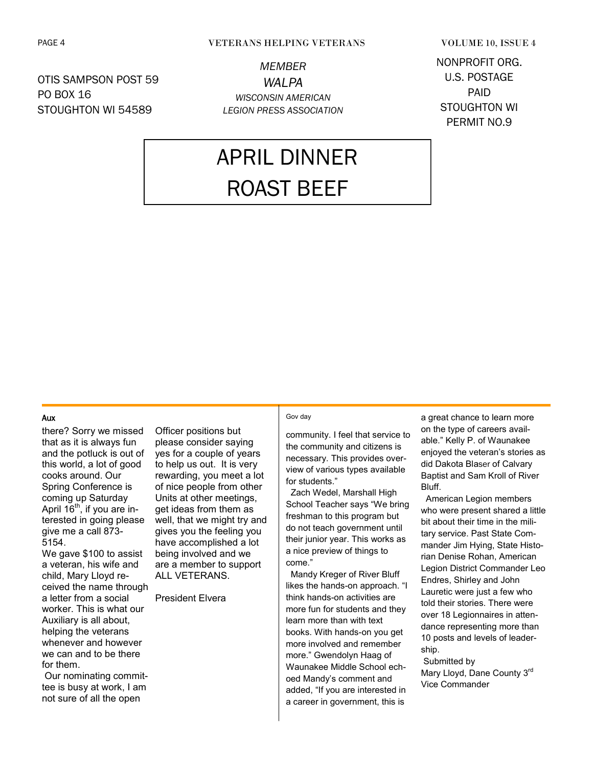OTIS SAMPSON POST 59
PO BOX 16
STOUGHTON WI 54589

*MEMBER*
*WALPA*
*WISCONSIN AMERICAN LEGION PRESS ASSOCIATION*

NONPROFIT ORG.
U.S. POSTAGE
PAID
STOUGHTON WI
PERMIT NO.9

# APRIL DINNER
# ROAST BEEF

**Aux**

there? Sorry we missed that as it is always fun and the potluck is out of this world, a lot of good cooks around. Our Spring Conference is coming up Saturday April 16th, if you are interested in going please give me a call 873-5154.

We gave $100 to assist a veteran, his wife and child, Mary Lloyd received the name through a letter from a social worker. This is what our Auxiliary is all about, helping the veterans whenever and however we can and to be there for them.

Our nominating committee is busy at work, I am not sure of all the open Officer positions but please consider saying yes for a couple of years to help us out. It is very rewarding, you meet a lot of nice people from other Units at other meetings, get ideas from them as well, that we might try and gives you the feeling you have accomplished a lot being involved and we are a member to support ALL VETERANS.

President Elvera

Gov day

community. I feel that service to the community and citizens is necessary. This provides overview of various types available for students."

Zach Wedel, Marshall High School Teacher says "We bring freshman to this program but do not teach government until their junior year. This works as a nice preview of things to come."

Mandy Kreger of River Bluff likes the hands-on approach. "I think hands-on activities are more fun for students and they learn more than with text books. With hands-on you get more involved and remember more." Gwendolyn Haag of Waunakee Middle School echoed Mandy's comment and added, "If you are interested in a career in government, this is a great chance to learn more on the type of careers available." Kelly P. of Waunakee enjoyed the veteran's stories as did Dakota Blaser of Calvary Baptist and Sam Kroll of River Bluff.

American Legion members who were present shared a little bit about their time in the military service. Past State Commander Jim Hying, State Historian Denise Rohan, American Legion District Commander Leo Endres, Shirley and John Lauretic were just a few who told their stories. There were over 18 Legionnaires in attendance representing more than 10 posts and levels of leadership.

Submitted by
Mary Lloyd, Dane County 3rd Vice Commander